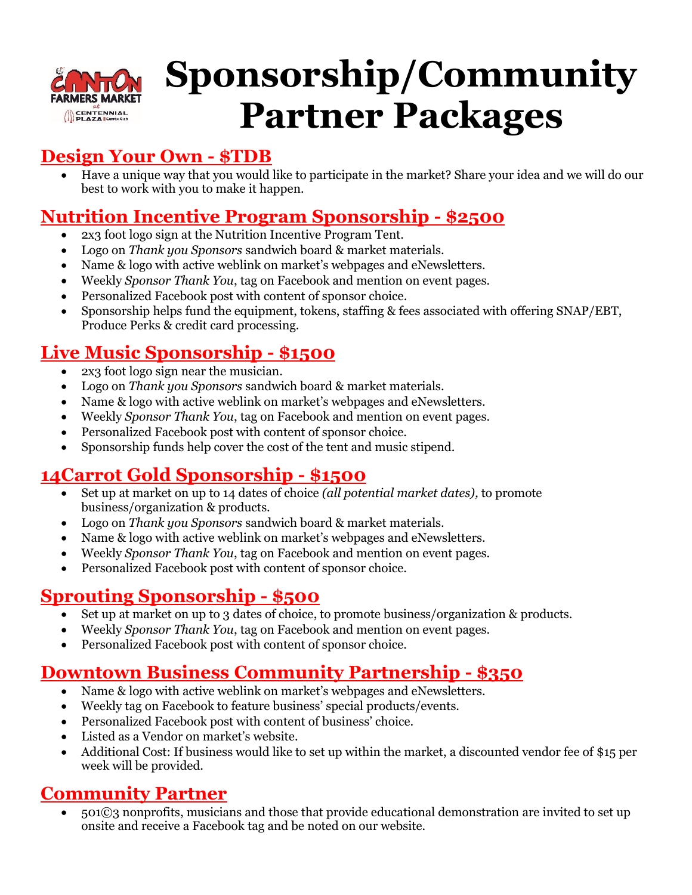# Sponsorship/Community Partner Packages

## Design Your Own - $TDB

- Have a unique way that you would like to participate in the market? Share your idea and we will do our best to work with you to make it happen.

## Nutrition Incentive Program Sponsorship - $2500

- 2x3 foot logo sign at the Nutrition Incentive Program Tent.
- Logo on *Thank you Sponsors* sandwich board & market materials.
- Name & logo with active weblink on market's webpages and eNewsletters.
- Weekly *Sponsor Thank You*, tag on Facebook and mention on event pages.
- Personalized Facebook post with content of sponsor choice.
- Sponsorship helps fund the equipment, tokens, staffing & fees associated with offering SNAP/EBT, Produce Perks & credit card processing.

## Live Music Sponsorship - $1500

- 2x3 foot logo sign near the musician.
- Logo on *Thank you Sponsors* sandwich board & market materials.
- Name & logo with active weblink on market's webpages and eNewsletters.
- Weekly *Sponsor Thank You*, tag on Facebook and mention on event pages.
- Personalized Facebook post with content of sponsor choice.
- Sponsorship funds help cover the cost of the tent and music stipend.

## 14Carrot Gold Sponsorship - $1500

- Set up at market on up to 14 dates of choice *(all potential market dates),* to promote business/organization & products.
- Logo on *Thank you Sponsors* sandwich board & market materials.
- Name & logo with active weblink on market's webpages and eNewsletters.
- Weekly *Sponsor Thank You*, tag on Facebook and mention on event pages.
- Personalized Facebook post with content of sponsor choice.

## Sprouting Sponsorship - $500

- Set up at market on up to 3 dates of choice, to promote business/organization & products.
- Weekly *Sponsor Thank You*, tag on Facebook and mention on event pages.
- Personalized Facebook post with content of sponsor choice.

## Downtown Business Community Partnership - $350

- Name & logo with active weblink on market's webpages and eNewsletters.
- Weekly tag on Facebook to feature business' special products/events.
- Personalized Facebook post with content of business' choice.
- Listed as a Vendor on market's website.
- Additional Cost: If business would like to set up within the market, a discounted vendor fee of $15 per week will be provided.

## Community Partner

- 501©3 nonprofits, musicians and those that provide educational demonstration are invited to set up onsite and receive a Facebook tag and be noted on our website.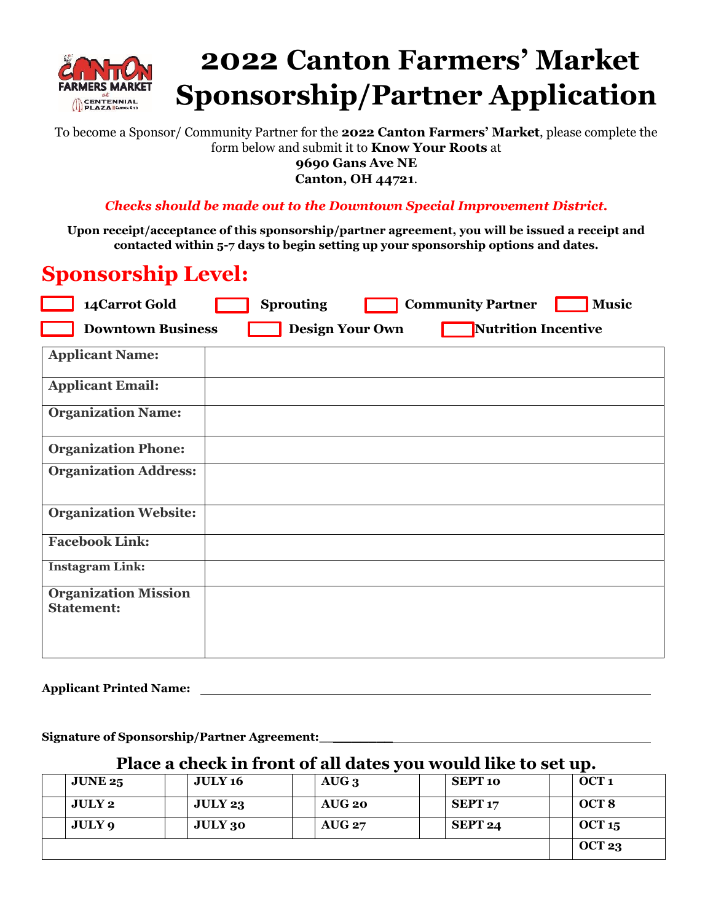# 2022 Canton Farmers' Market Sponsorship/Partner Application

To become a Sponsor/ Community Partner for the **2022 Canton Farmers' Market**, please complete the form below and submit it to **Know Your Roots** at
**9690 Gans Ave NE**
**Canton, OH 44721**.

***Checks should be made out to the Downtown Special Improvement District.***

**Upon receipt/acceptance of this sponsorship/partner agreement, you will be issued a receipt and contacted within 5-7 days to begin setting up your sponsorship options and dates.**

## Sponsorship Level:

- ☐ **14Carrot Gold**
- ☐ **Sprouting**
- ☐ **Community Partner**
- ☐ **Music**
- ☐ **Downtown Business**
- ☐ **Design Your Own**
- ☐ **Nutrition Incentive**

| | |
|---|---|
| **Applicant Name:** | |
| **Applicant Email:** | |
| **Organization Name:** | |
| **Organization Phone:** | |
| **Organization Address:** | |
| **Organization Website:** | |
| **Facebook Link:** | |
| **Instagram Link:** | |
| **Organization Mission Statement:** | |

**Applicant Printed Name:** ______________________________

**Signature of Sponsorship/Partner Agreement:** ______________________________

### Place a check in front of all dates you would like to set up.

| | | | | | | | | | |
|---|---|---|---|---|---|---|---|---|---|
| | **JUNE 25** | | **JULY 16** | | **AUG 3** | | **SEPT 10** | | **OCT 1** |
| | **JULY 2** | | **JULY 23** | | **AUG 20** | | **SEPT 17** | | **OCT 8** |
| | **JULY 9** | | **JULY 30** | | **AUG 27** | | **SEPT 24** | | **OCT 15** |
| | | | | | | | | | **OCT 23** |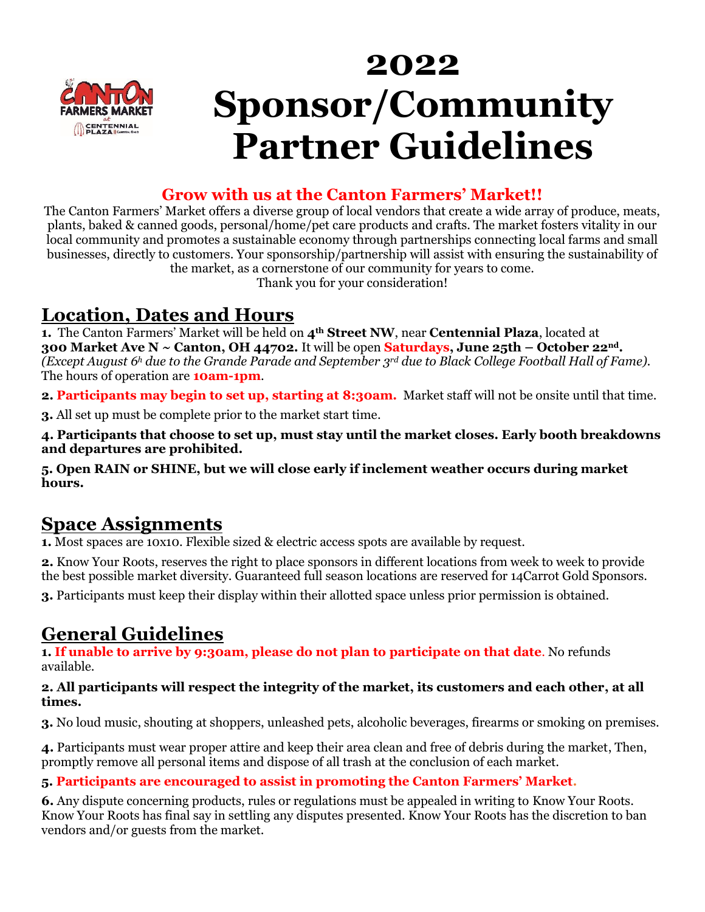# 2022 Sponsor/Community Partner Guidelines

## Grow with us at the Canton Farmers' Market!!

The Canton Farmers' Market offers a diverse group of local vendors that create a wide array of produce, meats, plants, baked & canned goods, personal/home/pet care products and crafts. The market fosters vitality in our local community and promotes a sustainable economy through partnerships connecting local farms and small businesses, directly to customers. Your sponsorship/partnership will assist with ensuring the sustainability of the market, as a cornerstone of our community for years to come.

Thank you for your consideration!

## Location, Dates and Hours

**1.** The Canton Farmers' Market will be held on **4th Street NW**, near **Centennial Plaza**, located at **300 Market Ave N ~ Canton, OH 44702.** It will be open **Saturdays, June 25th – October 22nd.** *(Except August 6h due to the Grande Parade and September 3rd due to Black College Football Hall of Fame).* The hours of operation are **10am-1pm**.

**2. Participants may begin to set up, starting at 8:30am.** Market staff will not be onsite until that time.

**3.** All set up must be complete prior to the market start time.

**4. Participants that choose to set up, must stay until the market closes. Early booth breakdowns and departures are prohibited.**

**5. Open RAIN or SHINE, but we will close early if inclement weather occurs during market hours.**

## Space Assignments

**1.** Most spaces are 10x10. Flexible sized & electric access spots are available by request.

**2.** Know Your Roots, reserves the right to place sponsors in different locations from week to week to provide the best possible market diversity. Guaranteed full season locations are reserved for 14Carrot Gold Sponsors.

**3.** Participants must keep their display within their allotted space unless prior permission is obtained.

## General Guidelines

**1. If unable to arrive by 9:30am, please do not plan to participate on that date**. No refunds available.

**2. All participants will respect the integrity of the market, its customers and each other, at all times.**

**3.** No loud music, shouting at shoppers, unleashed pets, alcoholic beverages, firearms or smoking on premises.

**4.** Participants must wear proper attire and keep their area clean and free of debris during the market, Then, promptly remove all personal items and dispose of all trash at the conclusion of each market.

**5. Participants are encouraged to assist in promoting the Canton Farmers' Market.**

**6.** Any dispute concerning products, rules or regulations must be appealed in writing to Know Your Roots. Know Your Roots has final say in settling any disputes presented. Know Your Roots has the discretion to ban vendors and/or guests from the market.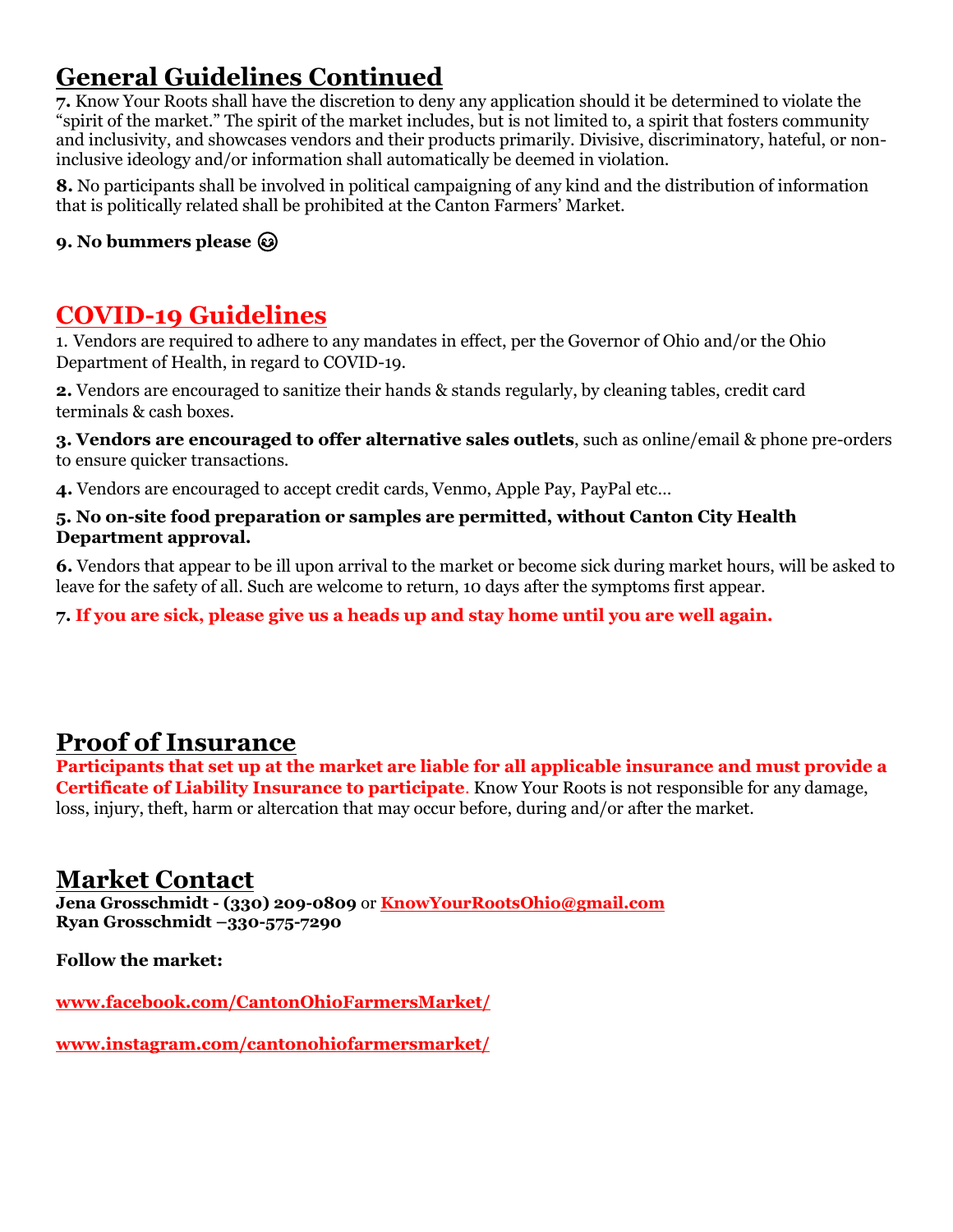## General Guidelines Continued

**7.** Know Your Roots shall have the discretion to deny any application should it be determined to violate the "spirit of the market." The spirit of the market includes, but is not limited to, a spirit that fosters community and inclusivity, and showcases vendors and their products primarily. Divisive, discriminatory, hateful, or non-inclusive ideology and/or information shall automatically be deemed in violation.

**8.** No participants shall be involved in political campaigning of any kind and the distribution of information that is politically related shall be prohibited at the Canton Farmers' Market.

**9. No bummers please 😊**

## COVID-19 Guidelines

1. Vendors are required to adhere to any mandates in effect, per the Governor of Ohio and/or the Ohio Department of Health, in regard to COVID-19.

**2.** Vendors are encouraged to sanitize their hands & stands regularly, by cleaning tables, credit card terminals & cash boxes.

**3. Vendors are encouraged to offer alternative sales outlets**, such as online/email & phone pre-orders to ensure quicker transactions.

**4.** Vendors are encouraged to accept credit cards, Venmo, Apple Pay, PayPal etc…

**5. No on-site food preparation or samples are permitted, without Canton City Health Department approval.**

**6.** Vendors that appear to be ill upon arrival to the market or become sick during market hours, will be asked to leave for the safety of all. Such are welcome to return, 10 days after the symptoms first appear.

**7. If you are sick, please give us a heads up and stay home until you are well again.**

## Proof of Insurance

**Participants that set up at the market are liable for all applicable insurance and must provide a Certificate of Liability Insurance to participate**. Know Your Roots is not responsible for any damage, loss, injury, theft, harm or altercation that may occur before, during and/or after the market.

## Market Contact

**Jena Grosschmidt - (330) 209-0809** or **KnowYourRootsOhio@gmail.com**
**Ryan Grosschmidt –330-575-7290**

**Follow the market:**

**www.facebook.com/CantonOhioFarmersMarket/**

**www.instagram.com/cantonohiofarmersmarket/**